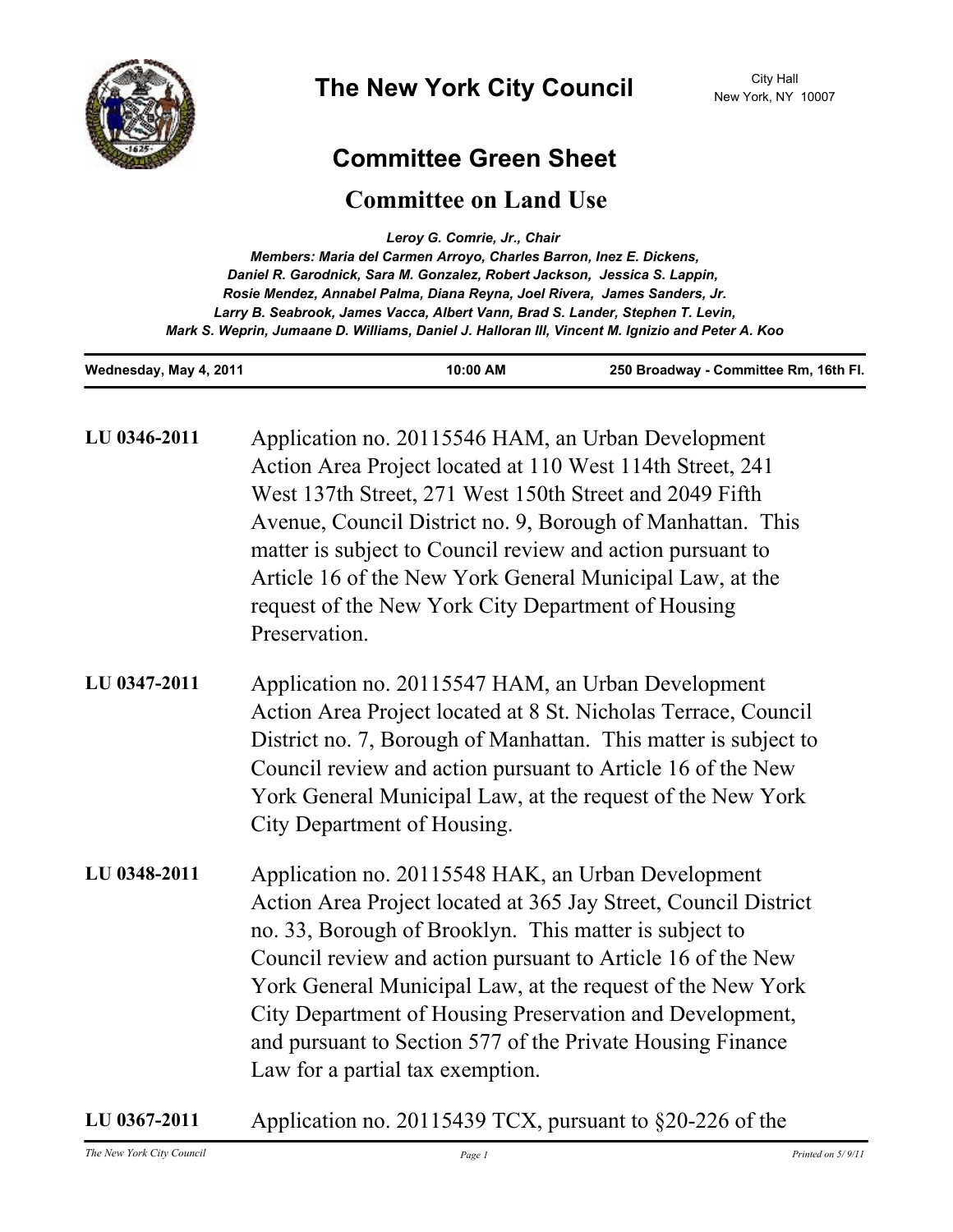# The New York City Council

City Hall
New York, NY 10007

## Committee Green Sheet

## Committee on Land Use

*Leroy G. Comrie, Jr., Chair*
*Members: Maria del Carmen Arroyo, Charles Barron, Inez E. Dickens, Daniel R. Garodnick, Sara M. Gonzalez, Robert Jackson, Jessica S. Lappin, Rosie Mendez, Annabel Palma, Diana Reyna, Joel Rivera, James Sanders, Jr. Larry B. Seabrook, James Vacca, Albert Vann, Brad S. Lander, Stephen T. Levin, Mark S. Weprin, Jumaane D. Williams, Daniel J. Halloran III, Vincent M. Ignizio and Peter A. Koo*

| Wednesday, May 4, 2011 | 10:00 AM | 250 Broadway - Committee Rm, 16th Fl. |
|---|---|---|

**LU 0346-2011** Application no. 20115546 HAM, an Urban Development Action Area Project located at 110 West 114th Street, 241 West 137th Street, 271 West 150th Street and 2049 Fifth Avenue, Council District no. 9, Borough of Manhattan. This matter is subject to Council review and action pursuant to Article 16 of the New York General Municipal Law, at the request of the New York City Department of Housing Preservation.

**LU 0347-2011** Application no. 20115547 HAM, an Urban Development Action Area Project located at 8 St. Nicholas Terrace, Council District no. 7, Borough of Manhattan. This matter is subject to Council review and action pursuant to Article 16 of the New York General Municipal Law, at the request of the New York City Department of Housing.

**LU 0348-2011** Application no. 20115548 HAK, an Urban Development Action Area Project located at 365 Jay Street, Council District no. 33, Borough of Brooklyn. This matter is subject to Council review and action pursuant to Article 16 of the New York General Municipal Law, at the request of the New York City Department of Housing Preservation and Development, and pursuant to Section 577 of the Private Housing Finance Law for a partial tax exemption.

**LU 0367-2011** Application no. 20115439 TCX, pursuant to §20-226 of the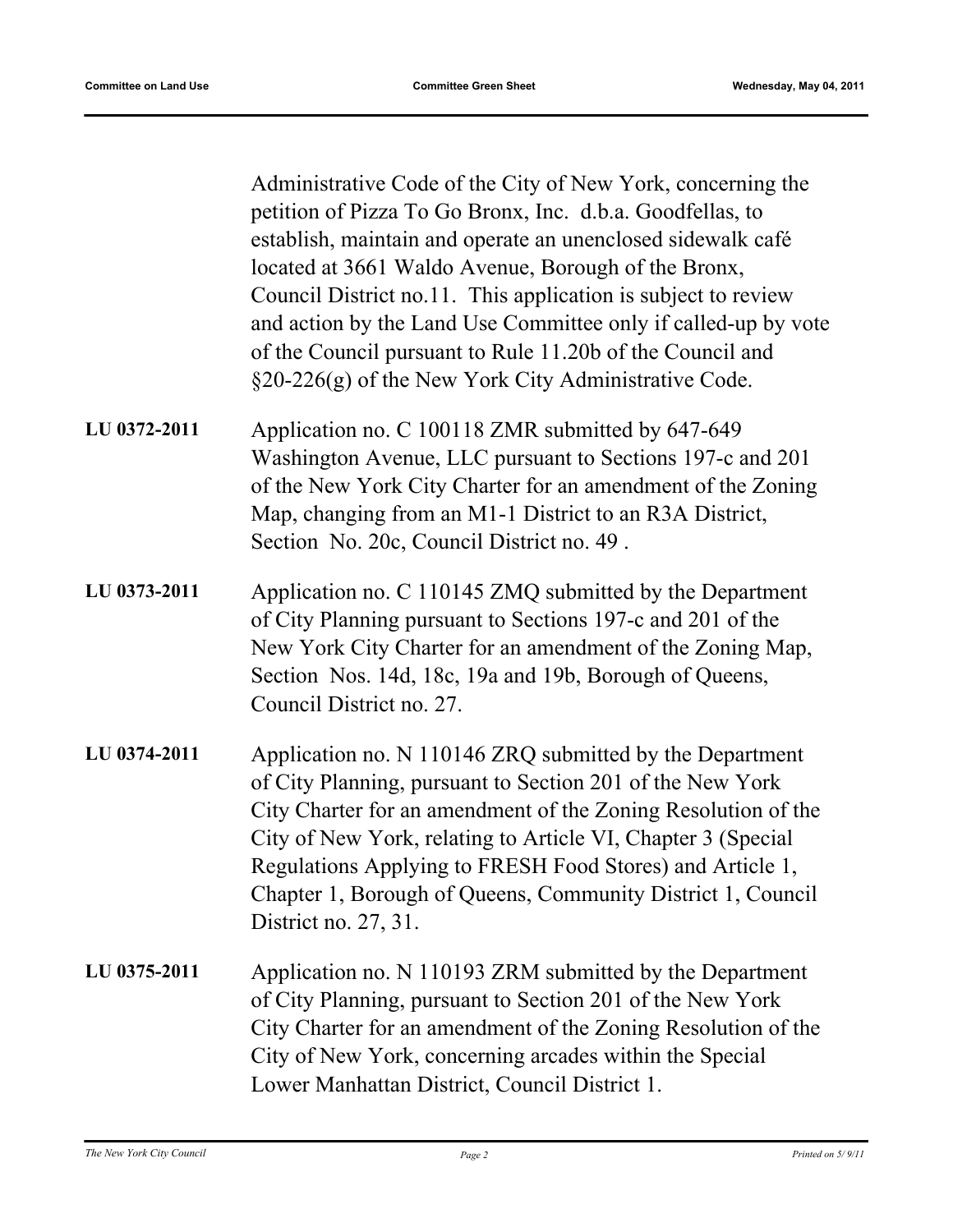Administrative Code of the City of New York, concerning the petition of Pizza To Go Bronx, Inc. d.b.a. Goodfellas, to establish, maintain and operate an unenclosed sidewalk café located at 3661 Waldo Avenue, Borough of the Bronx, Council District no.11. This application is subject to review and action by the Land Use Committee only if called-up by vote of the Council pursuant to Rule 11.20b of the Council and §20-226(g) of the New York City Administrative Code.

**LU 0372-2011** Application no. C 100118 ZMR submitted by 647-649 Washington Avenue, LLC pursuant to Sections 197-c and 201 of the New York City Charter for an amendment of the Zoning Map, changing from an M1-1 District to an R3A District, Section No. 20c, Council District no. 49 .

**LU 0373-2011** Application no. C 110145 ZMQ submitted by the Department of City Planning pursuant to Sections 197-c and 201 of the New York City Charter for an amendment of the Zoning Map, Section Nos. 14d, 18c, 19a and 19b, Borough of Queens, Council District no. 27.

**LU 0374-2011** Application no. N 110146 ZRQ submitted by the Department of City Planning, pursuant to Section 201 of the New York City Charter for an amendment of the Zoning Resolution of the City of New York, relating to Article VI, Chapter 3 (Special Regulations Applying to FRESH Food Stores) and Article 1, Chapter 1, Borough of Queens, Community District 1, Council District no. 27, 31.

**LU 0375-2011** Application no. N 110193 ZRM submitted by the Department of City Planning, pursuant to Section 201 of the New York City Charter for an amendment of the Zoning Resolution of the City of New York, concerning arcades within the Special Lower Manhattan District, Council District 1.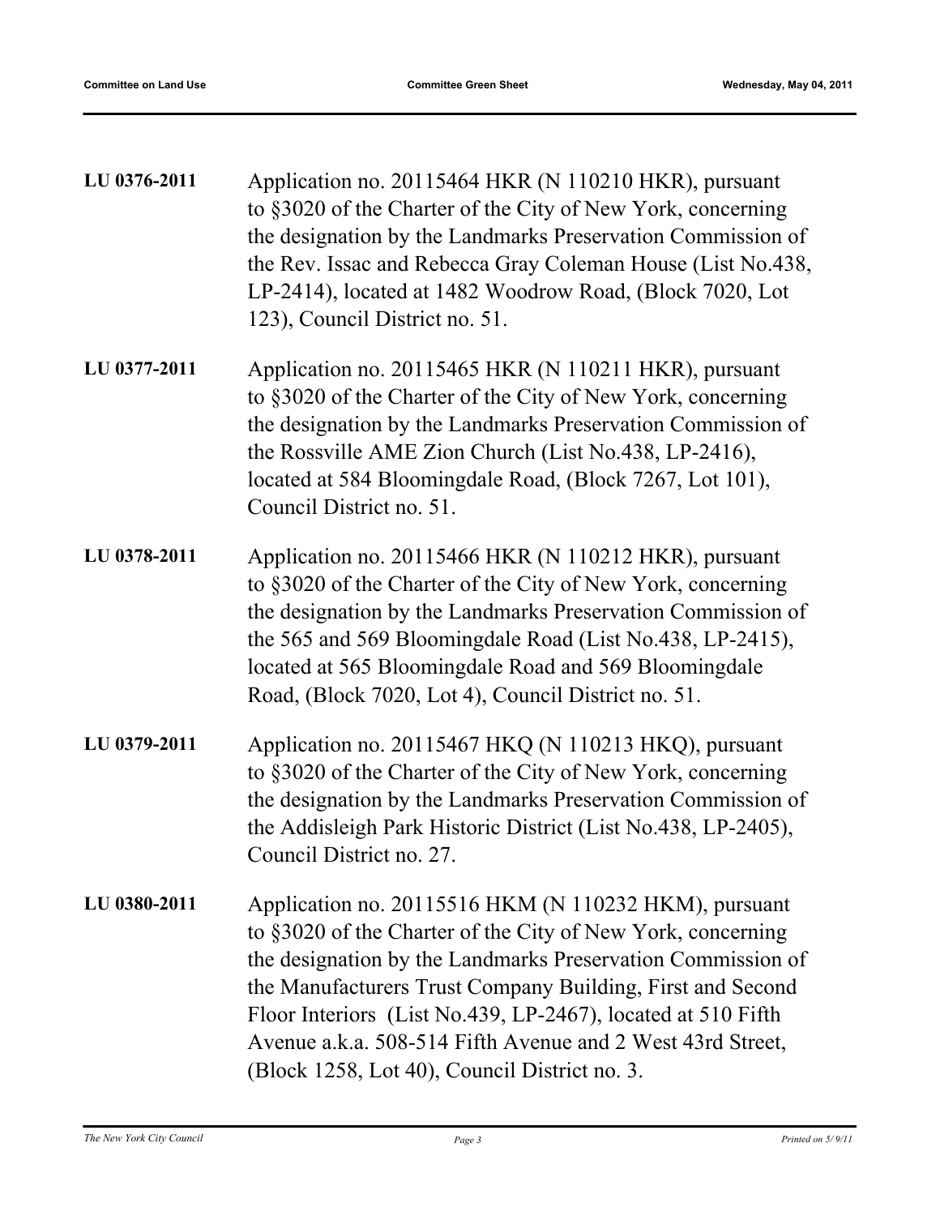**LU 0376-2011** Application no. 20115464 HKR (N 110210 HKR), pursuant to §3020 of the Charter of the City of New York, concerning the designation by the Landmarks Preservation Commission of the Rev. Issac and Rebecca Gray Coleman House (List No.438, LP-2414), located at 1482 Woodrow Road, (Block 7020, Lot 123), Council District no. 51.

**LU 0377-2011** Application no. 20115465 HKR (N 110211 HKR), pursuant to §3020 of the Charter of the City of New York, concerning the designation by the Landmarks Preservation Commission of the Rossville AME Zion Church (List No.438, LP-2416), located at 584 Bloomingdale Road, (Block 7267, Lot 101), Council District no. 51.

**LU 0378-2011** Application no. 20115466 HKR (N 110212 HKR), pursuant to §3020 of the Charter of the City of New York, concerning the designation by the Landmarks Preservation Commission of the 565 and 569 Bloomingdale Road (List No.438, LP-2415), located at 565 Bloomingdale Road and 569 Bloomingdale Road, (Block 7020, Lot 4), Council District no. 51.

**LU 0379-2011** Application no. 20115467 HKQ (N 110213 HKQ), pursuant to §3020 of the Charter of the City of New York, concerning the designation by the Landmarks Preservation Commission of the Addisleigh Park Historic District (List No.438, LP-2405), Council District no. 27.

**LU 0380-2011** Application no. 20115516 HKM (N 110232 HKM), pursuant to §3020 of the Charter of the City of New York, concerning the designation by the Landmarks Preservation Commission of the Manufacturers Trust Company Building, First and Second Floor Interiors (List No.439, LP-2467), located at 510 Fifth Avenue a.k.a. 508-514 Fifth Avenue and 2 West 43rd Street, (Block 1258, Lot 40), Council District no. 3.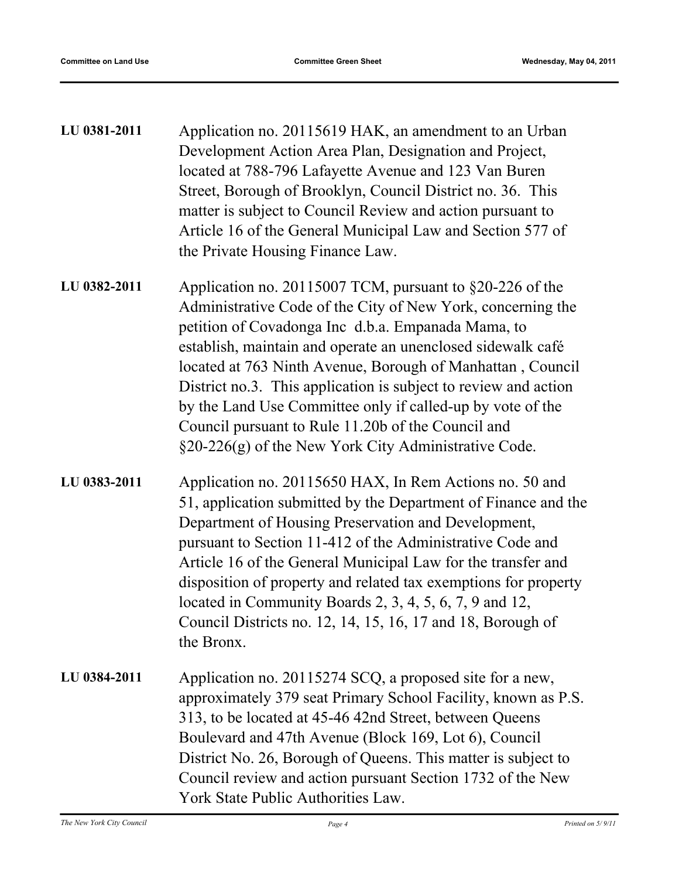**LU 0381-2011** Application no. 20115619 HAK, an amendment to an Urban Development Action Area Plan, Designation and Project, located at 788-796 Lafayette Avenue and 123 Van Buren Street, Borough of Brooklyn, Council District no. 36. This matter is subject to Council Review and action pursuant to Article 16 of the General Municipal Law and Section 577 of the Private Housing Finance Law.

**LU 0382-2011** Application no. 20115007 TCM, pursuant to §20-226 of the Administrative Code of the City of New York, concerning the petition of Covadonga Inc d.b.a. Empanada Mama, to establish, maintain and operate an unenclosed sidewalk café located at 763 Ninth Avenue, Borough of Manhattan , Council District no.3. This application is subject to review and action by the Land Use Committee only if called-up by vote of the Council pursuant to Rule 11.20b of the Council and §20-226(g) of the New York City Administrative Code.

**LU 0383-2011** Application no. 20115650 HAX, In Rem Actions no. 50 and 51, application submitted by the Department of Finance and the Department of Housing Preservation and Development, pursuant to Section 11-412 of the Administrative Code and Article 16 of the General Municipal Law for the transfer and disposition of property and related tax exemptions for property located in Community Boards 2, 3, 4, 5, 6, 7, 9 and 12, Council Districts no. 12, 14, 15, 16, 17 and 18, Borough of the Bronx.

**LU 0384-2011** Application no. 20115274 SCQ, a proposed site for a new, approximately 379 seat Primary School Facility, known as P.S. 313, to be located at 45-46 42nd Street, between Queens Boulevard and 47th Avenue (Block 169, Lot 6), Council District No. 26, Borough of Queens. This matter is subject to Council review and action pursuant Section 1732 of the New York State Public Authorities Law.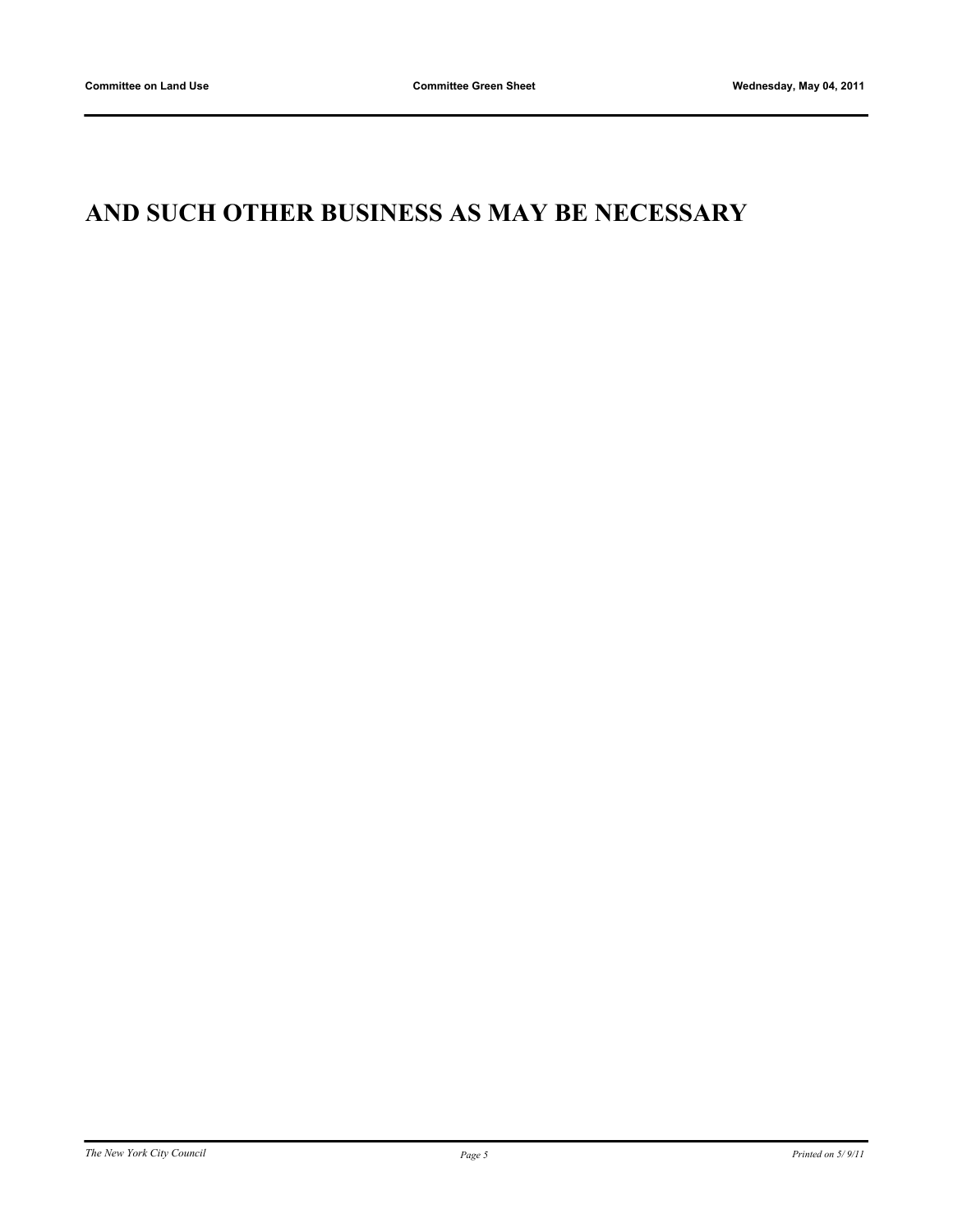# AND SUCH OTHER BUSINESS AS MAY BE NECESSARY